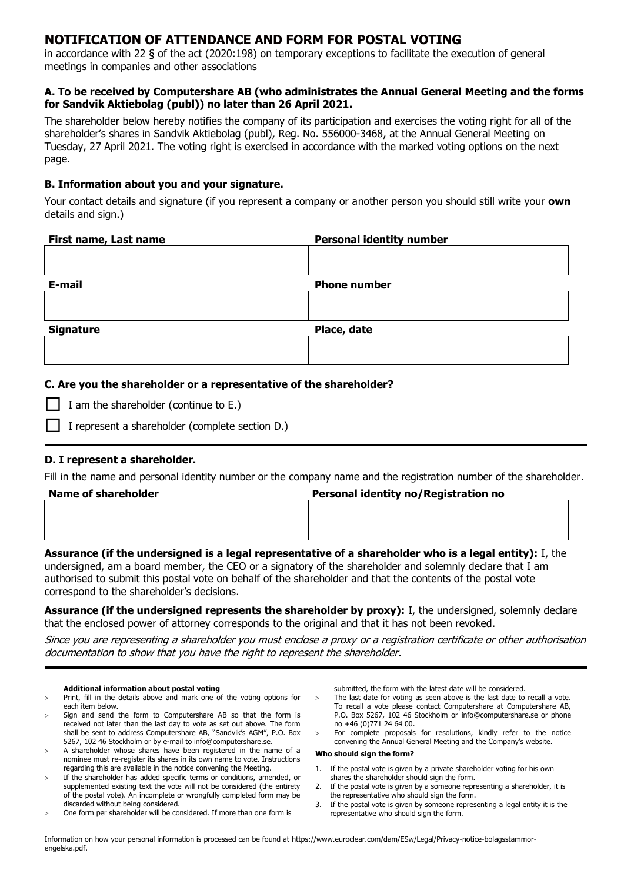## NOTIFICATION OF ATTENDANCE AND FORM FOR POSTAL VOTING

in accordance with 22 § of the act (2020:198) on temporary exceptions to facilitate the execution of general meetings in companies and other associations

### A. To be received by Computershare AB (who administrates the Annual General Meeting and the forms for Sandvik Aktiebolag (publ)) no later than 26 April 2021.

The shareholder below hereby notifies the company of its participation and exercises the voting right for all of the shareholder's shares in Sandvik Aktiebolag (publ), Reg. No. 556000-3468, at the Annual General Meeting on Tuesday, 27 April 2021. The voting right is exercised in accordance with the marked voting options on the next page.

### B. Information about you and your signature.

Your contact details and signature (if you represent a company or another person you should still write your **own** details and sign.)

| First name, Last name | Personal identity number |
|---|---|
| | |
| **E-mail** | **Phone number** |
| | |
| **Signature** | **Place, date** |
| | |

### C. Are you the shareholder or a representative of the shareholder?

☐ I am the shareholder (continue to E.)

☐ I represent a shareholder (complete section D.)

### D. I represent a shareholder.

Fill in the name and personal identity number or the company name and the registration number of the shareholder.

| Name of shareholder | Personal identity no/Registration no |
|---|---|
| | |

**Assurance (if the undersigned is a legal representative of a shareholder who is a legal entity):** I, the undersigned, am a board member, the CEO or a signatory of the shareholder and solemnly declare that I am authorised to submit this postal vote on behalf of the shareholder and that the contents of the postal vote correspond to the shareholder's decisions.

**Assurance (if the undersigned represents the shareholder by proxy):** I, the undersigned, solemnly declare that the enclosed power of attorney corresponds to the original and that it has not been revoked.

*Since you are representing a shareholder you must enclose a proxy or a registration certificate or other authorisation documentation to show that you have the right to represent the shareholder.*

**Additional information about postal voting**

- Print, fill in the details above and mark one of the voting options for each item below.
- Sign and send the form to Computershare AB so that the form is received not later than the last day to vote as set out above. The form shall be sent to address Computershare AB, "Sandvik's AGM", P.O. Box 5267, 102 46 Stockholm or by e-mail to info@computershare.se.
- A shareholder whose shares have been registered in the name of a nominee must re-register its shares in its own name to vote. Instructions regarding this are available in the notice convening the Meeting.
- If the shareholder has added specific terms or conditions, amended, or supplemented existing text the vote will not be considered (the entirety of the postal vote). An incomplete or wrongfully completed form may be discarded without being considered.
- One form per shareholder will be considered. If more than one form is submitted, the form with the latest date will be considered.
- The last date for voting as seen above is the last date to recall a vote. To recall a vote please contact Computershare at Computershare AB, P.O. Box 5267, 102 46 Stockholm or info@computershare.se or phone no +46 (0)771 24 64 00.
- For complete proposals for resolutions, kindly refer to the notice convening the Annual General Meeting and the Company's website.

**Who should sign the form?**

1. If the postal vote is given by a private shareholder voting for his own shares the shareholder should sign the form.
2. If the postal vote is given by a someone representing a shareholder, it is the representative who should sign the form.
3. If the postal vote is given by someone representing a legal entity it is the representative who should sign the form.

Information on how your personal information is processed can be found at https://www.euroclear.com/dam/ESw/Legal/Privacy-notice-bolagsstammor-engelska.pdf.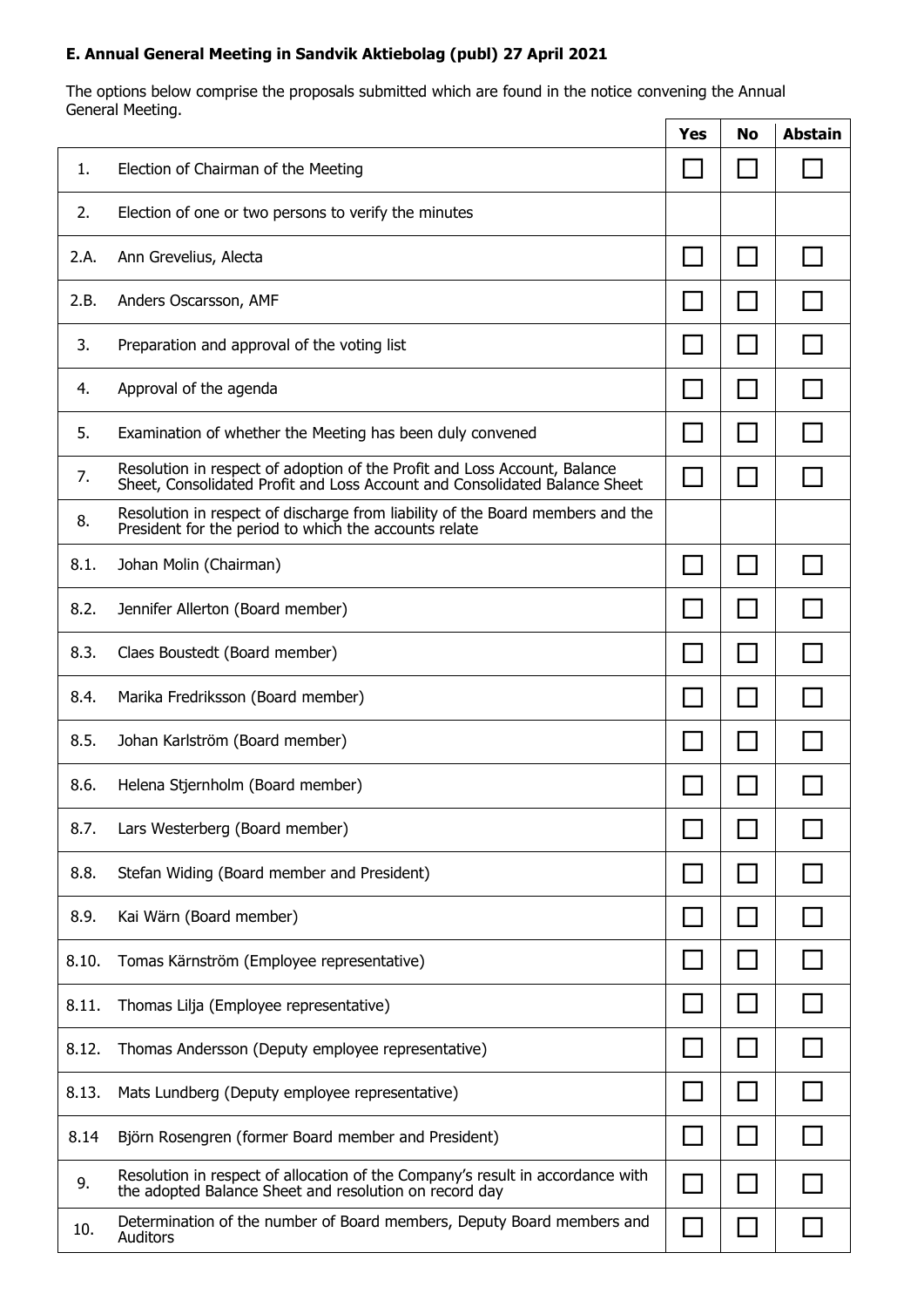**E. Annual General Meeting in Sandvik Aktiebolag (publ) 27 April 2021**

The options below comprise the proposals submitted which are found in the notice convening the Annual General Meeting.

| | | Yes | No | Abstain |
|---|---|---|---|---|
| 1. | Election of Chairman of the Meeting | ☐ | ☐ | ☐ |
| 2. | Election of one or two persons to verify the minutes | | | |
| 2.A. | Ann Grevelius, Alecta | ☐ | ☐ | ☐ |
| 2.B. | Anders Oscarsson, AMF | ☐ | ☐ | ☐ |
| 3. | Preparation and approval of the voting list | ☐ | ☐ | ☐ |
| 4. | Approval of the agenda | ☐ | ☐ | ☐ |
| 5. | Examination of whether the Meeting has been duly convened | ☐ | ☐ | ☐ |
| 7. | Resolution in respect of adoption of the Profit and Loss Account, Balance Sheet, Consolidated Profit and Loss Account and Consolidated Balance Sheet | ☐ | ☐ | ☐ |
| 8. | Resolution in respect of discharge from liability of the Board members and the President for the period to which the accounts relate | | | |
| 8.1. | Johan Molin (Chairman) | ☐ | ☐ | ☐ |
| 8.2. | Jennifer Allerton (Board member) | ☐ | ☐ | ☐ |
| 8.3. | Claes Boustedt (Board member) | ☐ | ☐ | ☐ |
| 8.4. | Marika Fredriksson (Board member) | ☐ | ☐ | ☐ |
| 8.5. | Johan Karlström (Board member) | ☐ | ☐ | ☐ |
| 8.6. | Helena Stjernholm (Board member) | ☐ | ☐ | ☐ |
| 8.7. | Lars Westerberg (Board member) | ☐ | ☐ | ☐ |
| 8.8. | Stefan Widing (Board member and President) | ☐ | ☐ | ☐ |
| 8.9. | Kai Wärn (Board member) | ☐ | ☐ | ☐ |
| 8.10. | Tomas Kärnström (Employee representative) | ☐ | ☐ | ☐ |
| 8.11. | Thomas Lilja (Employee representative) | ☐ | ☐ | ☐ |
| 8.12. | Thomas Andersson (Deputy employee representative) | ☐ | ☐ | ☐ |
| 8.13. | Mats Lundberg (Deputy employee representative) | ☐ | ☐ | ☐ |
| 8.14 | Björn Rosengren (former Board member and President) | ☐ | ☐ | ☐ |
| 9. | Resolution in respect of allocation of the Company's result in accordance with the adopted Balance Sheet and resolution on record day | ☐ | ☐ | ☐ |
| 10. | Determination of the number of Board members, Deputy Board members and Auditors | ☐ | ☐ | ☐ |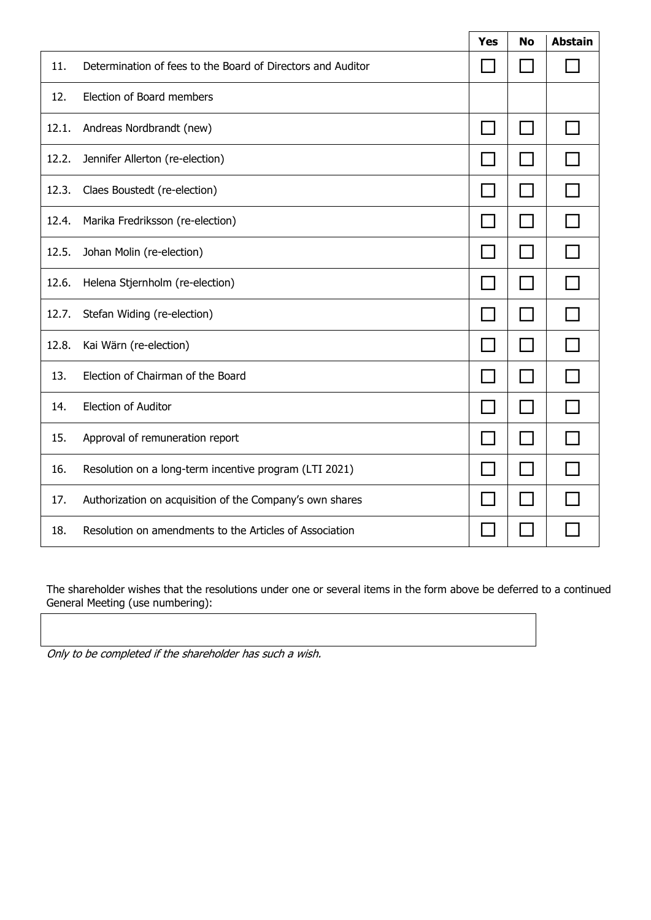| | | Yes | No | Abstain |
|---|---|---|---|---|
| 11. | Determination of fees to the Board of Directors and Auditor | ☐ | ☐ | ☐ |
| 12. | Election of Board members | | | |
| 12.1. | Andreas Nordbrandt (new) | ☐ | ☐ | ☐ |
| 12.2. | Jennifer Allerton (re-election) | ☐ | ☐ | ☐ |
| 12.3. | Claes Boustedt (re-election) | ☐ | ☐ | ☐ |
| 12.4. | Marika Fredriksson (re-election) | ☐ | ☐ | ☐ |
| 12.5. | Johan Molin (re-election) | ☐ | ☐ | ☐ |
| 12.6. | Helena Stjernholm (re-election) | ☐ | ☐ | ☐ |
| 12.7. | Stefan Widing (re-election) | ☐ | ☐ | ☐ |
| 12.8. | Kai Wärn (re-election) | ☐ | ☐ | ☐ |
| 13. | Election of Chairman of the Board | ☐ | ☐ | ☐ |
| 14. | Election of Auditor | ☐ | ☐ | ☐ |
| 15. | Approval of remuneration report | ☐ | ☐ | ☐ |
| 16. | Resolution on a long-term incentive program (LTI 2021) | ☐ | ☐ | ☐ |
| 17. | Authorization on acquisition of the Company's own shares | ☐ | ☐ | ☐ |
| 18. | Resolution on amendments to the Articles of Association | ☐ | ☐ | ☐ |

The shareholder wishes that the resolutions under one or several items in the form above be deferred to a continued General Meeting (use numbering):

| |
|---|
| |

*Only to be completed if the shareholder has such a wish.*